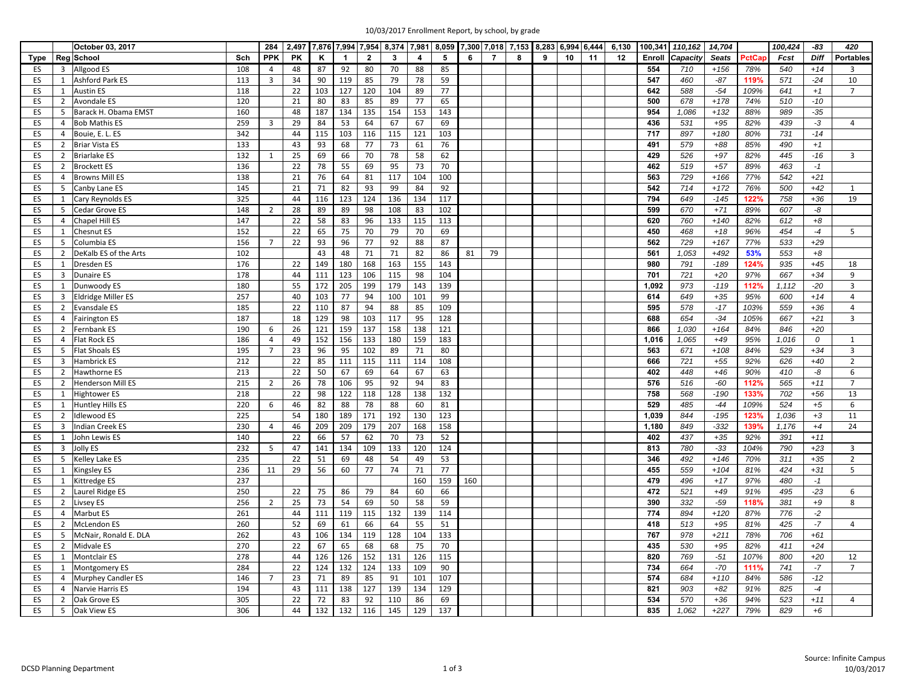10/03/2017 Enrollment Report, by school, by grade

| | | October 03, 2017 | | 284 | 2,497 | 7,876 | 7,994 | 7,954 | 8,374 | 7,981 | 8,059 | 7,300 | 7,018 | 7,153 | 8,283 | 6,994 | 6,444 | 6,130 | 100,341 | 110,162 | 14,704 | | 100,424 | -83 | 420 |
|---|---|---|---|---|---|---|---|---|---|---|---|---|---|---|---|---|---|---|---|---|---|---|---|---|---|
| **Type** | **Reg** | **School** | **Sch** | **PPK** | **PK** | **K** | **1** | **2** | **3** | **4** | **5** | **6** | **7** | **8** | **9** | **10** | **11** | **12** | **Enroll** | *Capacity* | *Seats* | **PctCap** | *Fcst* | *Diff* | **Portables** |
| ES | 3 | Allgood ES | 108 | 4 | 48 | 87 | 92 | 80 | 70 | 88 | 85 | | | | | | | | **554** | *710* | *+156* | *78%* | *540* | *+14* | 3 |
| ES | 1 | Ashford Park ES | 113 | 3 | 34 | 90 | 119 | 85 | 79 | 78 | 59 | | | | | | | | **547** | *460* | *-87* | **119%** | *571* | *-24* | 10 |
| ES | 1 | Austin ES | 118 | | 22 | 103 | 127 | 120 | 104 | 89 | 77 | | | | | | | | **642** | *588* | *-54* | *109%* | *641* | *+1* | 7 |
| ES | 2 | Avondale ES | 120 | | 21 | 80 | 83 | 85 | 89 | 77 | 65 | | | | | | | | **500** | *678* | *+178* | *74%* | *510* | *-10* | |
| ES | 5 | Barack H. Obama EMST | 160 | | 48 | 187 | 134 | 135 | 154 | 153 | 143 | | | | | | | | **954** | *1,086* | *+132* | *88%* | *989* | *-35* | |
| ES | 4 | Bob Mathis ES | 259 | 3 | 29 | 84 | 53 | 64 | 67 | 67 | 69 | | | | | | | | **436** | *531* | *+95* | *82%* | *439* | *-3* | 4 |
| ES | 4 | Bouie, E. L. ES | 342 | | 44 | 115 | 103 | 116 | 115 | 121 | 103 | | | | | | | | **717** | *897* | *+180* | *80%* | *731* | *-14* | |
| ES | 2 | Briar Vista ES | 133 | | 43 | 93 | 68 | 77 | 73 | 61 | 76 | | | | | | | | **491** | *579* | *+88* | *85%* | *490* | *+1* | |
| ES | 2 | Briarlake ES | 132 | 1 | 25 | 69 | 66 | 70 | 78 | 58 | 62 | | | | | | | | **429** | *526* | *+97* | *82%* | *445* | *-16* | 3 |
| ES | 2 | Brockett ES | 136 | | 22 | 78 | 55 | 69 | 95 | 73 | 70 | | | | | | | | **462** | *519* | *+57* | *89%* | *463* | *-1* | |
| ES | 4 | Browns Mill ES | 138 | | 21 | 76 | 64 | 81 | 117 | 104 | 100 | | | | | | | | **563** | *729* | *+166* | *77%* | *542* | *+21* | |
| ES | 5 | Canby Lane ES | 145 | | 21 | 71 | 82 | 93 | 99 | 84 | 92 | | | | | | | | **542** | *714* | *+172* | *76%* | *500* | *+42* | 1 |
| ES | 1 | Cary Reynolds ES | 325 | | 44 | 116 | 123 | 124 | 136 | 134 | 117 | | | | | | | | **794** | *649* | *-145* | **122%** | *758* | *+36* | 19 |
| ES | 5 | Cedar Grove ES | 148 | 2 | 28 | 89 | 89 | 98 | 108 | 83 | 102 | | | | | | | | **599** | *670* | *+71* | *89%* | *607* | *-8* | |
| ES | 4 | Chapel Hill ES | 147 | | 22 | 58 | 83 | 96 | 133 | 115 | 113 | | | | | | | | **620** | *760* | *+140* | *82%* | *612* | *+8* | |
| ES | 1 | Chesnut ES | 152 | | 22 | 65 | 75 | 70 | 79 | 70 | 69 | | | | | | | | **450** | *468* | *+18* | *96%* | *454* | *-4* | 5 |
| ES | 5 | Columbia ES | 156 | 7 | 22 | 93 | 96 | 77 | 92 | 88 | 87 | | | | | | | | **562** | *729* | *+167* | *77%* | *533* | *+29* | |
| ES | 2 | DeKalb ES of the Arts | 102 | | | 43 | 48 | 71 | 71 | 82 | 86 | 81 | 79 | | | | | | **561** | *1,053* | *+492* | **53%** | *553* | *+8* | |
| ES | 1 | Dresden ES | 176 | | 22 | 149 | 180 | 168 | 163 | 155 | 143 | | | | | | | | **980** | *791* | *-189* | **124%** | *935* | *+45* | 18 |
| ES | 3 | Dunaire ES | 178 | | 44 | 111 | 123 | 106 | 115 | 98 | 104 | | | | | | | | **701** | *721* | *+20* | *97%* | *667* | *+34* | 9 |
| ES | 1 | Dunwoody ES | 180 | | 55 | 172 | 205 | 199 | 179 | 143 | 139 | | | | | | | | **1,092** | *973* | *-119* | **112%** | *1,112* | *-20* | 3 |
| ES | 3 | Eldridge Miller ES | 257 | | 40 | 103 | 77 | 94 | 100 | 101 | 99 | | | | | | | | **614** | *649* | *+35* | *95%* | *600* | *+14* | 4 |
| ES | 2 | Evansdale ES | 185 | | 22 | 110 | 87 | 94 | 88 | 85 | 109 | | | | | | | | **595** | *578* | *-17* | *103%* | *559* | *+36* | 4 |
| ES | 4 | Fairington ES | 187 | | 18 | 129 | 98 | 103 | 117 | 95 | 128 | | | | | | | | **688** | *654* | *-34* | *105%* | *667* | *+21* | 3 |
| ES | 2 | Fernbank ES | 190 | 6 | 26 | 121 | 159 | 137 | 158 | 138 | 121 | | | | | | | | **866** | *1,030* | *+164* | *84%* | *846* | *+20* | |
| ES | 4 | Flat Rock ES | 186 | 4 | 49 | 152 | 156 | 133 | 180 | 159 | 183 | | | | | | | | **1,016** | *1,065* | *+49* | *95%* | *1,016* | *0* | 1 |
| ES | 5 | Flat Shoals ES | 195 | 7 | 23 | 96 | 95 | 102 | 89 | 71 | 80 | | | | | | | | **563** | *671* | *+108* | *84%* | *529* | *+34* | 3 |
| ES | 3 | Hambrick ES | 212 | | 22 | 85 | 111 | 115 | 111 | 114 | 108 | | | | | | | | **666** | *721* | *+55* | *92%* | *626* | *+40* | 2 |
| ES | 2 | Hawthorne ES | 213 | | 22 | 50 | 67 | 69 | 64 | 67 | 63 | | | | | | | | **402** | *448* | *+46* | *90%* | *410* | *-8* | 6 |
| ES | 2 | Henderson Mill ES | 215 | 2 | 26 | 78 | 106 | 95 | 92 | 94 | 83 | | | | | | | | **576** | *516* | *-60* | **112%** | *565* | *+11* | 7 |
| ES | 1 | Hightower ES | 218 | | 22 | 98 | 122 | 118 | 128 | 138 | 132 | | | | | | | | **758** | *568* | *-190* | **133%** | *702* | *+56* | 13 |
| ES | 1 | Huntley Hills ES | 220 | 6 | 46 | 82 | 88 | 78 | 88 | 60 | 81 | | | | | | | | **529** | *485* | *-44* | *109%* | *524* | *+5* | 6 |
| ES | 2 | Idlewood ES | 225 | | 54 | 180 | 189 | 171 | 192 | 130 | 123 | | | | | | | | **1,039** | *844* | *-195* | **123%** | *1,036* | *+3* | 11 |
| ES | 3 | Indian Creek ES | 230 | 4 | 46 | 209 | 209 | 179 | 207 | 168 | 158 | | | | | | | | **1,180** | *849* | *-332* | **139%** | *1,176* | *+4* | 24 |
| ES | 1 | John Lewis ES | 140 | | 22 | 66 | 57 | 62 | 70 | 73 | 52 | | | | | | | | **402** | *437* | *+35* | *92%* | *391* | *+11* | |
| ES | 3 | Jolly ES | 232 | 5 | 47 | 141 | 134 | 109 | 133 | 120 | 124 | | | | | | | | **813** | *780* | *-33* | *104%* | *790* | *+23* | 3 |
| ES | 5 | Kelley Lake ES | 235 | | 22 | 51 | 69 | 48 | 54 | 49 | 53 | | | | | | | | **346** | *492* | *+146* | *70%* | *311* | *+35* | 2 |
| ES | 1 | Kingsley ES | 236 | 11 | 29 | 56 | 60 | 77 | 74 | 71 | 77 | | | | | | | | **455** | *559* | *+104* | *81%* | *424* | *+31* | 5 |
| ES | 1 | Kittredge ES | 237 | | | | | | | 160 | 159 | 160 | | | | | | | **479** | *496* | *+17* | *97%* | *480* | *-1* | |
| ES | 2 | Laurel Ridge ES | 250 | | 22 | 75 | 86 | 79 | 84 | 60 | 66 | | | | | | | | **472** | *521* | *+49* | *91%* | *495* | *-23* | 6 |
| ES | 2 | Livsey ES | 256 | 2 | 25 | 73 | 54 | 69 | 50 | 58 | 59 | | | | | | | | **390** | *332* | *-59* | **118%** | *381* | *+9* | 8 |
| ES | 4 | Marbut ES | 261 | | 44 | 111 | 119 | 115 | 132 | 139 | 114 | | | | | | | | **774** | *894* | *+120* | *87%* | *776* | *-2* | |
| ES | 2 | McLendon ES | 260 | | 52 | 69 | 61 | 66 | 64 | 55 | 51 | | | | | | | | **418** | *513* | *+95* | *81%* | *425* | *-7* | 4 |
| ES | 5 | McNair, Ronald E. DLA | 262 | | 43 | 106 | 134 | 119 | 128 | 104 | 133 | | | | | | | | **767** | *978* | *+211* | *78%* | *706* | *+61* | |
| ES | 2 | Midvale ES | 270 | | 22 | 67 | 65 | 68 | 68 | 75 | 70 | | | | | | | | **435** | *530* | *+95* | *82%* | *411* | *+24* | |
| ES | 1 | Montclair ES | 278 | | 44 | 126 | 126 | 152 | 131 | 126 | 115 | | | | | | | | **820** | *769* | *-51* | *107%* | *800* | *+20* | 12 |
| ES | 1 | Montgomery ES | 284 | | 22 | 124 | 132 | 124 | 133 | 109 | 90 | | | | | | | | **734** | *664* | *-70* | **111%** | *741* | *-7* | 7 |
| ES | 4 | Murphey Candler ES | 146 | 7 | 23 | 71 | 89 | 85 | 91 | 101 | 107 | | | | | | | | **574** | *684* | *+110* | *84%* | *586* | *-12* | |
| ES | 4 | Narvie Harris ES | 194 | | 43 | 111 | 138 | 127 | 139 | 134 | 129 | | | | | | | | **821** | *903* | *+82* | *91%* | *825* | *-4* | |
| ES | 2 | Oak Grove ES | 305 | | 22 | 72 | 83 | 92 | 110 | 86 | 69 | | | | | | | | **534** | *570* | *+36* | *94%* | *523* | *+11* | 4 |
| ES | 5 | Oak View ES | 306 | | 44 | 132 | 132 | 116 | 145 | 129 | 137 | | | | | | | | **835** | *1,062* | *+227* | *79%* | *829* | *+6* | |

DCSD Planning Department

Source: Infinite Campus
10/03/2017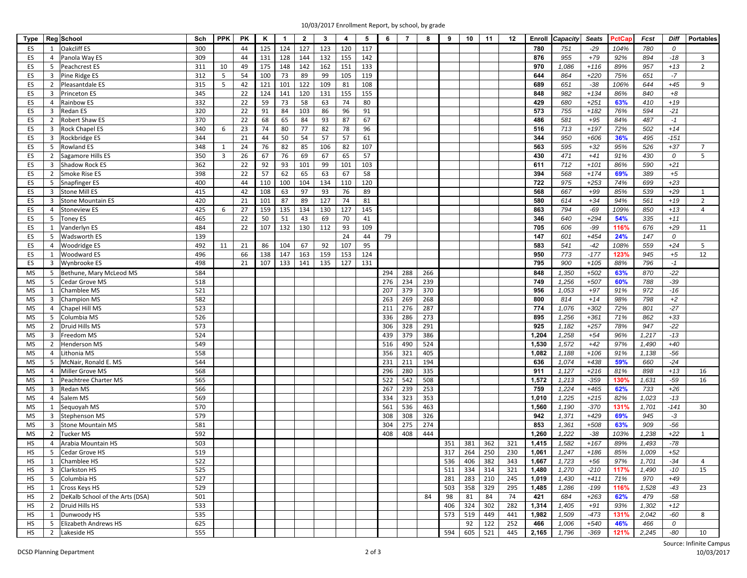10/03/2017 Enrollment Report, by school, by grade

| Type | Reg | School | Sch | PPK | PK | K | 1 | 2 | 3 | 4 | 5 | 6 | 7 | 8 | 9 | 10 | 11 | 12 | Enroll | Capacity | Seats | PctCap | Fcst | Diff | Portables |
|---|---|---|---|---|---|---|---|---|---|---|---|---|---|---|---|---|---|---|---|---|---|---|---|---|---|
| ES | 1 | Oakcliff ES | 300 | | 44 | 125 | 124 | 127 | 123 | 120 | 117 | | | | | | | | 780 | 751 | -29 | 104% | 780 | 0 | |
| ES | 4 | Panola Way ES | 309 | | 44 | 131 | 128 | 144 | 132 | 155 | 142 | | | | | | | | 876 | 955 | +79 | 92% | 894 | -18 | 3 |
| ES | 5 | Peachcrest ES | 311 | 10 | 49 | 175 | 148 | 142 | 162 | 151 | 133 | | | | | | | | 970 | 1,086 | +116 | 89% | 957 | +13 | 2 |
| ES | 3 | Pine Ridge ES | 312 | 5 | 54 | 100 | 73 | 89 | 99 | 105 | 119 | | | | | | | | 644 | 864 | +220 | 75% | 651 | -7 | |
| ES | 2 | Pleasantdale ES | 315 | 5 | 42 | 121 | 101 | 122 | 109 | 81 | 108 | | | | | | | | 689 | 651 | -38 | 106% | 644 | +45 | 9 |
| ES | 3 | Princeton ES | 345 | | 22 | 124 | 141 | 120 | 131 | 155 | 155 | | | | | | | | 848 | 982 | +134 | 86% | 840 | +8 | |
| ES | 4 | Rainbow ES | 332 | | 22 | 59 | 73 | 58 | 63 | 74 | 80 | | | | | | | | 429 | 680 | +251 | 63% | 410 | +19 | |
| ES | 3 | Redan ES | 320 | | 22 | 91 | 84 | 103 | 86 | 96 | 91 | | | | | | | | 573 | 755 | +182 | 76% | 594 | -21 | |
| ES | 2 | Robert Shaw ES | 370 | | 22 | 68 | 65 | 84 | 93 | 87 | 67 | | | | | | | | 486 | 581 | +95 | 84% | 487 | -1 | |
| ES | 3 | Rock Chapel ES | 340 | 6 | 23 | 74 | 80 | 77 | 82 | 78 | 96 | | | | | | | | 516 | 713 | +197 | 72% | 502 | +14 | |
| ES | 3 | Rockbridge ES | 344 | | 21 | 44 | 50 | 54 | 57 | 57 | 61 | | | | | | | | 344 | 950 | +606 | 36% | 495 | -151 | |
| ES | 5 | Rowland ES | 348 | 1 | 24 | 76 | 82 | 85 | 106 | 82 | 107 | | | | | | | | 563 | 595 | +32 | 95% | 526 | +37 | 7 |
| ES | 2 | Sagamore Hills ES | 350 | 3 | 26 | 67 | 76 | 69 | 67 | 65 | 57 | | | | | | | | 430 | 471 | +41 | 91% | 430 | 0 | 5 |
| ES | 3 | Shadow Rock ES | 362 | | 22 | 92 | 93 | 101 | 99 | 101 | 103 | | | | | | | | 611 | 712 | +101 | 86% | 590 | +21 | |
| ES | 2 | Smoke Rise ES | 398 | | 22 | 57 | 62 | 65 | 63 | 67 | 58 | | | | | | | | 394 | 568 | +174 | 69% | 389 | +5 | |
| ES | 5 | Snapfinger ES | 400 | | 44 | 110 | 100 | 104 | 134 | 110 | 120 | | | | | | | | 722 | 975 | +253 | 74% | 699 | +23 | |
| ES | 3 | Stone Mill ES | 415 | | 42 | 108 | 63 | 97 | 93 | 76 | 89 | | | | | | | | 568 | 667 | +99 | 85% | 539 | +29 | 1 |
| ES | 3 | Stone Mountain ES | 420 | | 21 | 101 | 87 | 89 | 127 | 74 | 81 | | | | | | | | 580 | 614 | +34 | 94% | 561 | +19 | 2 |
| ES | 4 | Stoneview ES | 425 | 6 | 27 | 159 | 135 | 134 | 130 | 127 | 145 | | | | | | | | 863 | 794 | -69 | 109% | 850 | +13 | 4 |
| ES | 5 | Toney ES | 465 | | 22 | 50 | 51 | 43 | 69 | 70 | 41 | | | | | | | | 346 | 640 | +294 | 54% | 335 | +11 | |
| ES | 1 | Vanderlyn ES | 484 | | 22 | 107 | 132 | 130 | 112 | 93 | 109 | | | | | | | | 705 | 606 | -99 | 116% | 676 | +29 | 11 |
| ES | 5 | Wadsworth ES | 139 | | | | | | | 24 | 44 | 79 | | | | | | | 147 | 601 | +454 | 24% | 147 | 0 | |
| ES | 4 | Woodridge ES | 492 | 11 | 21 | 86 | 104 | 67 | 92 | 107 | 95 | | | | | | | | 583 | 541 | -42 | 108% | 559 | +24 | 5 |
| ES | 1 | Woodward ES | 496 | | 66 | 138 | 147 | 163 | 159 | 153 | 124 | | | | | | | | 950 | 773 | -177 | 123% | 945 | +5 | 12 |
| ES | 3 | Wynbrooke ES | 498 | | 21 | 107 | 133 | 141 | 135 | 127 | 131 | | | | | | | | 795 | 900 | +105 | 88% | 796 | -1 | |
| MS | 5 | Bethune, Mary McLeod MS | 584 | | | | | | | | | 294 | 288 | 266 | | | | | 848 | 1,350 | +502 | 63% | 870 | -22 | |
| MS | 5 | Cedar Grove MS | 518 | | | | | | | | | 276 | 234 | 239 | | | | | 749 | 1,256 | +507 | 60% | 788 | -39 | |
| MS | 1 | Chamblee MS | 521 | | | | | | | | | 207 | 379 | 370 | | | | | 956 | 1,053 | +97 | 91% | 972 | -16 | |
| MS | 3 | Champion MS | 582 | | | | | | | | | 263 | 269 | 268 | | | | | 800 | 814 | +14 | 98% | 798 | +2 | |
| MS | 4 | Chapel Hill MS | 523 | | | | | | | | | 211 | 276 | 287 | | | | | 774 | 1,076 | +302 | 72% | 801 | -27 | |
| MS | 5 | Columbia MS | 526 | | | | | | | | | 336 | 286 | 273 | | | | | 895 | 1,256 | +361 | 71% | 862 | +33 | |
| MS | 2 | Druid Hills MS | 573 | | | | | | | | | 306 | 328 | 291 | | | | | 925 | 1,182 | +257 | 78% | 947 | -22 | |
| MS | 3 | Freedom MS | 524 | | | | | | | | | 439 | 379 | 386 | | | | | 1,204 | 1,258 | +54 | 96% | 1,217 | -13 | |
| MS | 2 | Henderson MS | 549 | | | | | | | | | 516 | 490 | 524 | | | | | 1,530 | 1,572 | +42 | 97% | 1,490 | +40 | |
| MS | 4 | Lithonia MS | 558 | | | | | | | | | 356 | 321 | 405 | | | | | 1,082 | 1,188 | +106 | 91% | 1,138 | -56 | |
| MS | 5 | McNair, Ronald E. MS | 544 | | | | | | | | | 231 | 211 | 194 | | | | | 636 | 1,074 | +438 | 59% | 660 | -24 | |
| MS | 4 | Miller Grove MS | 568 | | | | | | | | | 296 | 280 | 335 | | | | | 911 | 1,127 | +216 | 81% | 898 | +13 | 16 |
| MS | 1 | Peachtree Charter MS | 565 | | | | | | | | | 522 | 542 | 508 | | | | | 1,572 | 1,213 | -359 | 130% | 1,631 | -59 | 16 |
| MS | 3 | Redan MS | 566 | | | | | | | | | 267 | 239 | 253 | | | | | 759 | 1,224 | +465 | 62% | 733 | +26 | |
| MS | 4 | Salem MS | 569 | | | | | | | | | 334 | 323 | 353 | | | | | 1,010 | 1,225 | +215 | 82% | 1,023 | -13 | |
| MS | 1 | Sequoyah MS | 570 | | | | | | | | | 561 | 536 | 463 | | | | | 1,560 | 1,190 | -370 | 131% | 1,701 | -141 | 30 |
| MS | 3 | Stephenson MS | 579 | | | | | | | | | 308 | 308 | 326 | | | | | 942 | 1,371 | +429 | 69% | 945 | -3 | |
| MS | 3 | Stone Mountain MS | 581 | | | | | | | | | 304 | 275 | 274 | | | | | 853 | 1,361 | +508 | 63% | 909 | -56 | |
| MS | 2 | Tucker MS | 592 | | | | | | | | | 408 | 408 | 444 | | | | | 1,260 | 1,222 | -38 | 103% | 1,238 | +22 | 1 |
| HS | 4 | Arabia Mountain HS | 503 | | | | | | | | | | | | 351 | 381 | 362 | 321 | 1,415 | 1,582 | +167 | 89% | 1,493 | -78 | |
| HS | 5 | Cedar Grove HS | 519 | | | | | | | | | | | | 317 | 264 | 250 | 230 | 1,061 | 1,247 | +186 | 85% | 1,009 | +52 | |
| HS | 1 | Chamblee HS | 522 | | | | | | | | | | | | 536 | 406 | 382 | 343 | 1,667 | 1,723 | +56 | 97% | 1,701 | -34 | 4 |
| HS | 3 | Clarkston HS | 525 | | | | | | | | | | | | 511 | 334 | 314 | 321 | 1,480 | 1,270 | -210 | 117% | 1,490 | -10 | 15 |
| HS | 5 | Columbia HS | 527 | | | | | | | | | | | | 281 | 283 | 210 | 245 | 1,019 | 1,430 | +411 | 71% | 970 | +49 | |
| HS | 1 | Cross Keys HS | 529 | | | | | | | | | | | | 503 | 358 | 329 | 295 | 1,485 | 1,286 | -199 | 116% | 1,528 | -43 | 23 |
| HS | 2 | DeKalb School of the Arts (DSA) | 501 | | | | | | | | | | | 84 | 98 | 81 | 84 | 74 | 421 | 684 | +263 | 62% | 479 | -58 | |
| HS | 2 | Druid Hills HS | 533 | | | | | | | | | | | | 406 | 324 | 302 | 282 | 1,314 | 1,405 | +91 | 93% | 1,302 | +12 | |
| HS | 1 | Dunwoody HS | 535 | | | | | | | | | | | | 573 | 519 | 449 | 441 | 1,982 | 1,509 | -473 | 131% | 2,042 | -60 | 8 |
| HS | 5 | Elizabeth Andrews HS | 625 | | | | | | | | | | | | | 92 | 122 | 252 | 466 | 1,006 | +540 | 46% | 466 | 0 | |
| HS | 2 | Lakeside HS | 555 | | | | | | | | | | | | 594 | 605 | 521 | 445 | 2,165 | 1,796 | -369 | 121% | 2,245 | -80 | 10 |

DCSD Planning Department

Source: Infinite Campus
10/03/2017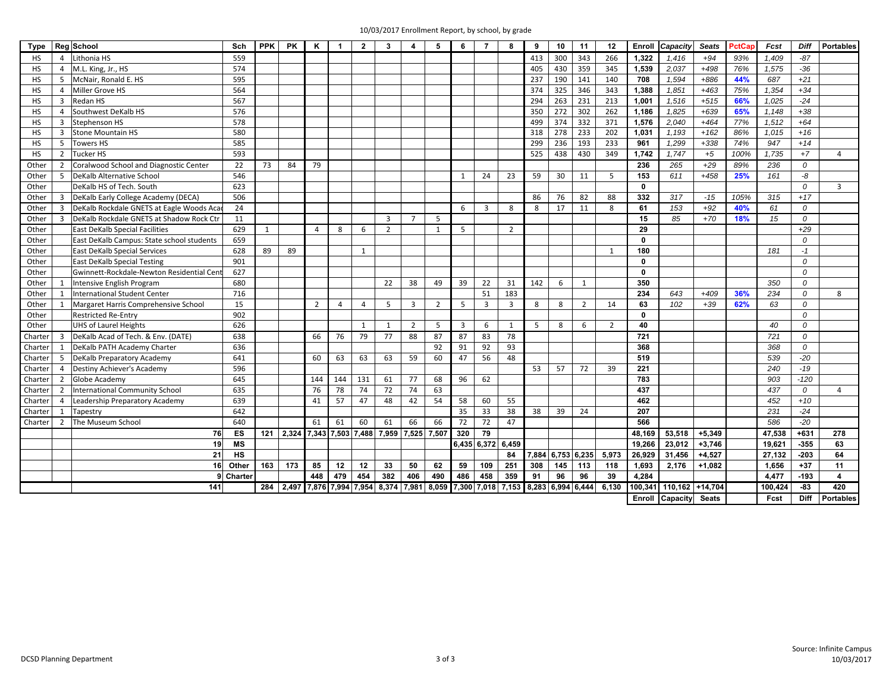# 10/03/2017 Enrollment Report, by school, by grade

| Type | Reg | School | Sch | PPK | PK | K | 1 | 2 | 3 | 4 | 5 | 6 | 7 | 8 | 9 | 10 | 11 | 12 | Enroll | Capacity | Seats | PctCap | Fcst | Diff | Portables |
|---|---|---|---|---|---|---|---|---|---|---|---|---|---|---|---|---|---|---|---|---|---|---|---|---|---|
| HS | 4 | Lithonia HS | 559 | | | | | | | | | | | | 413 | 300 | 343 | 266 | **1,322** | 1,416 | +94 | 93% | 1,409 | -87 | |
| HS | 4 | M.L. King, Jr., HS | 574 | | | | | | | | | | | | 405 | 430 | 359 | 345 | **1,539** | 2,037 | +498 | 76% | 1,575 | -36 | |
| HS | 5 | McNair, Ronald E. HS | 595 | | | | | | | | | | | | 237 | 190 | 141 | 140 | **708** | 1,594 | +886 | **44%** | 687 | +21 | |
| HS | 4 | Miller Grove HS | 564 | | | | | | | | | | | | 374 | 325 | 346 | 343 | **1,388** | 1,851 | +463 | 75% | 1,354 | +34 | |
| HS | 3 | Redan HS | 567 | | | | | | | | | | | | 294 | 263 | 231 | 213 | **1,001** | 1,516 | +515 | **66%** | 1,025 | -24 | |
| HS | 4 | Southwest DeKalb HS | 576 | | | | | | | | | | | | 350 | 272 | 302 | 262 | **1,186** | 1,825 | +639 | **65%** | 1,148 | +38 | |
| HS | 3 | Stephenson HS | 578 | | | | | | | | | | | | 499 | 374 | 332 | 371 | **1,576** | 2,040 | +464 | 77% | 1,512 | +64 | |
| HS | 3 | Stone Mountain HS | 580 | | | | | | | | | | | | 318 | 278 | 233 | 202 | **1,031** | 1,193 | +162 | 86% | 1,015 | +16 | |
| HS | 5 | Towers HS | 585 | | | | | | | | | | | | 299 | 236 | 193 | 233 | **961** | 1,299 | +338 | 74% | 947 | +14 | |
| HS | 2 | Tucker HS | 593 | | | | | | | | | | | | 525 | 438 | 430 | 349 | **1,742** | 1,747 | +5 | 100% | 1,735 | +7 | 4 |
| Other | 2 | Coralwood School and Diagnostic Center | 22 | 73 | 84 | 79 | | | | | | | | | | | | | **236** | 265 | +29 | 89% | 236 | 0 | |
| Other | 5 | DeKalb Alternative School | 546 | | | | | | | | | 1 | 24 | 23 | 59 | 30 | 11 | 5 | **153** | 611 | +458 | **25%** | 161 | -8 | |
| Other | | DeKalb HS of Tech. South | 623 | | | | | | | | | | | | | | | | **0** | | | | | 0 | 3 |
| Other | 3 | DeKalb Early College Academy (DECA) | 506 | | | | | | | | | | | | 86 | 76 | 82 | 88 | **332** | 317 | -15 | 105% | 315 | +17 | |
| Other | 3 | DeKalb Rockdale GNETS at Eagle Woods Acad | 24 | | | | | | | | | 6 | 3 | 8 | 8 | 17 | 11 | 8 | **61** | 153 | +92 | **40%** | 61 | 0 | |
| Other | 3 | DeKalb Rockdale GNETS at Shadow Rock Ctr | 11 | | | | | | 3 | 7 | 5 | | | | | | | | **15** | 85 | +70 | **18%** | 15 | 0 | |
| Other | | East DeKalb Special Facilities | 629 | 1 | | 4 | 8 | 6 | 2 | | 1 | 5 | | 2 | | | | | **29** | | | | | +29 | |
| Other | | East DeKalb Campus: State school students | 659 | | | | | | | | | | | | | | | | **0** | | | | | 0 | |
| Other | | East DeKalb Special Services | 628 | 89 | 89 | | | 1 | | | | | | | | | | 1 | **180** | | | | 181 | -1 | |
| Other | | East DeKalb Special Testing | 901 | | | | | | | | | | | | | | | | **0** | | | | | 0 | |
| Other | | Gwinnett-Rockdale-Newton Residential Cent | 627 | | | | | | | | | | | | | | | | **0** | | | | | 0 | |
| Other | 1 | Intensive English Program | 680 | | | | | | 22 | 38 | 49 | 39 | 22 | 31 | 142 | 6 | 1 | | **350** | | | | 350 | 0 | |
| Other | 1 | International Student Center | 716 | | | | | | | | | | 51 | 183 | | | | | **234** | 643 | +409 | **36%** | 234 | 0 | 8 |
| Other | 1 | Margaret Harris Comprehensive School | 15 | | | 2 | 4 | 4 | 5 | 3 | 2 | 5 | 3 | 3 | 8 | 8 | 2 | 14 | **63** | 102 | +39 | **62%** | 63 | 0 | |
| Other | | Restricted Re-Entry | 902 | | | | | | | | | | | | | | | | **0** | | | | | 0 | |
| Other | | UHS of Laurel Heights | 626 | | | | | 1 | 1 | 2 | 5 | 3 | 6 | 1 | 5 | 8 | 6 | 2 | **40** | | | | 40 | 0 | |
| Charter | 3 | DeKalb Acad of Tech. & Env. (DATE) | 638 | | | 66 | 76 | 79 | 77 | 88 | 87 | 87 | 83 | 78 | | | | | **721** | | | | 721 | 0 | |
| Charter | 1 | DeKalb PATH Academy Charter | 636 | | | | | | | | 92 | 91 | 92 | 93 | | | | | **368** | | | | 368 | 0 | |
| Charter | 5 | DeKalb Preparatory Academy | 641 | | | 60 | 63 | 63 | 63 | 59 | 60 | 47 | 56 | 48 | | | | | **519** | | | | 539 | -20 | |
| Charter | 4 | Destiny Achiever's Academy | 596 | | | | | | | | | | | | 53 | 57 | 72 | 39 | **221** | | | | 240 | -19 | |
| Charter | 2 | Globe Academy | 645 | | | 144 | 144 | 131 | 61 | 77 | 68 | 96 | 62 | | | | | | **783** | | | | 903 | -120 | |
| Charter | 2 | International Community School | 635 | | | 76 | 78 | 74 | 72 | 74 | 63 | | | | | | | | **437** | | | | 437 | 0 | 4 |
| Charter | 4 | Leadership Preparatory Academy | 639 | | | 41 | 57 | 47 | 48 | 42 | 54 | 58 | 60 | 55 | | | | | **462** | | | | 452 | +10 | |
| Charter | 1 | Tapestry | 642 | | | | | | | | | 35 | 33 | 38 | 38 | 39 | 24 | | **207** | | | | 231 | -24 | |
| Charter | 2 | The Museum School | 640 | | | 61 | 61 | 60 | 61 | 66 | 66 | 72 | 72 | 47 | | | | | **566** | | | | 586 | -20 | |
| | | **76** | **ES** | **121** | **2,324** | **7,343** | **7,503** | **7,488** | **7,959** | **7,525** | **7,507** | **320** | **79** | | | | | | **48,169** | **53,518** | **+5,349** | | **47,538** | **+631** | **278** |
| | | **19** | **MS** | | | | | | | | | **6,435** | **6,372** | **6,459** | | | | | **19,266** | **23,012** | **+3,746** | | **19,621** | **-355** | **63** |
| | | **21** | **HS** | | | | | | | | | | | **84** | **7,884** | **6,753** | **6,235** | **5,973** | **26,929** | **31,456** | **+4,527** | | **27,132** | **-203** | **64** |
| | | **16** | **Other** | **163** | **173** | **85** | **12** | **12** | **33** | **50** | **62** | **59** | **109** | **251** | **308** | **145** | **113** | **118** | **1,693** | **2,176** | **+1,082** | | **1,656** | **+37** | **11** |
| | | **9** | **Charter** | | | **448** | **479** | **454** | **382** | **406** | **490** | **486** | **458** | **359** | **91** | **96** | **96** | **39** | **4,284** | | | | **4,477** | **-193** | **4** |
| | | **141** | | **284** | **2,497** | **7,876** | **7,994** | **7,954** | **8,374** | **7,981** | **8,059** | **7,300** | **7,018** | **7,153** | **8,283** | **6,994** | **6,444** | **6,130** | **100,341** | **110,162** | **+14,704** | | **100,424** | **-83** | **420** |
| | | | | | | | | | | | | | | | | | | | **Enroll** | **Capacity** | **Seats** | | **Fcst** | **Diff** | **Portables** |